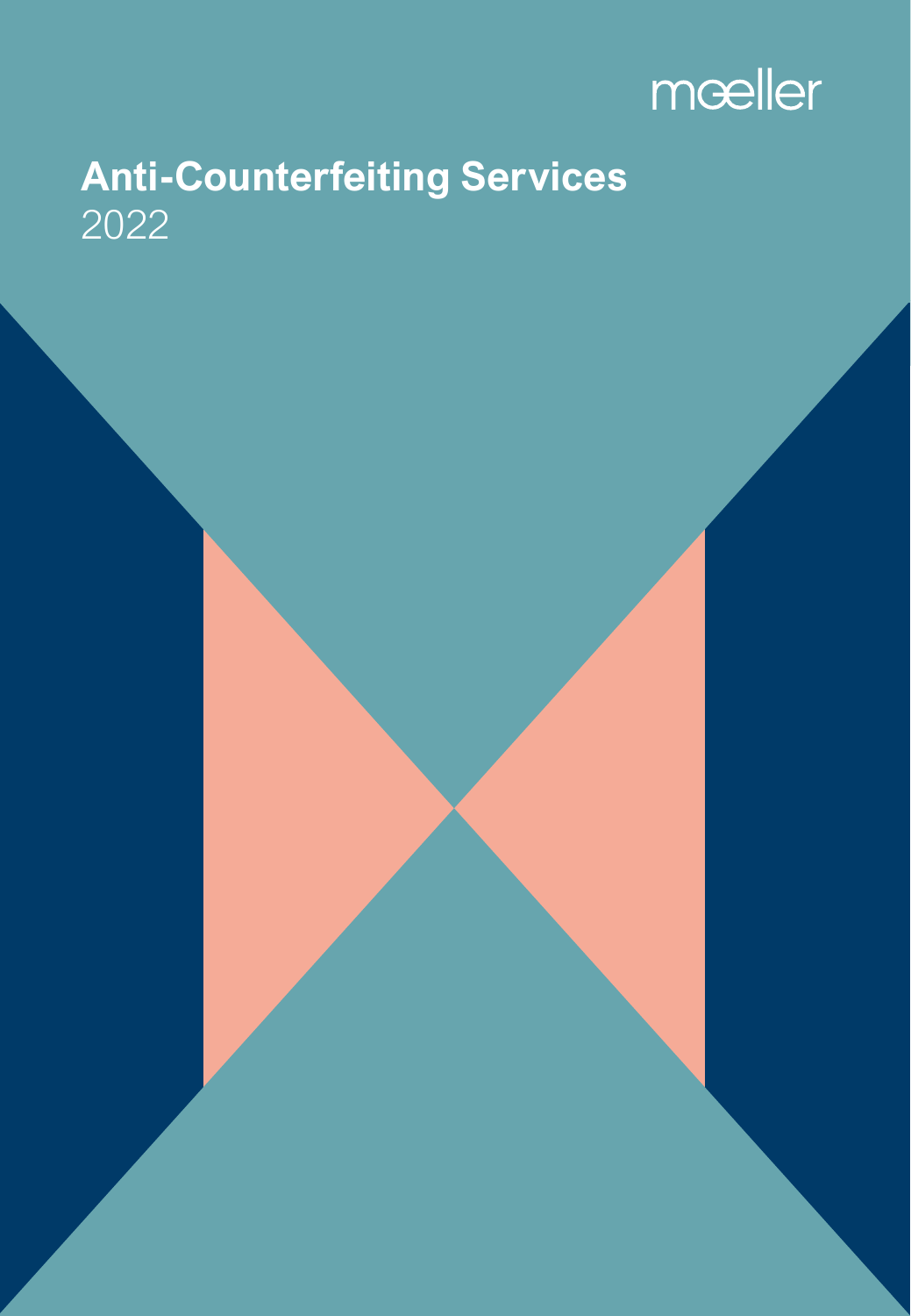mœller

# Anti-Counterfeiting Services

2022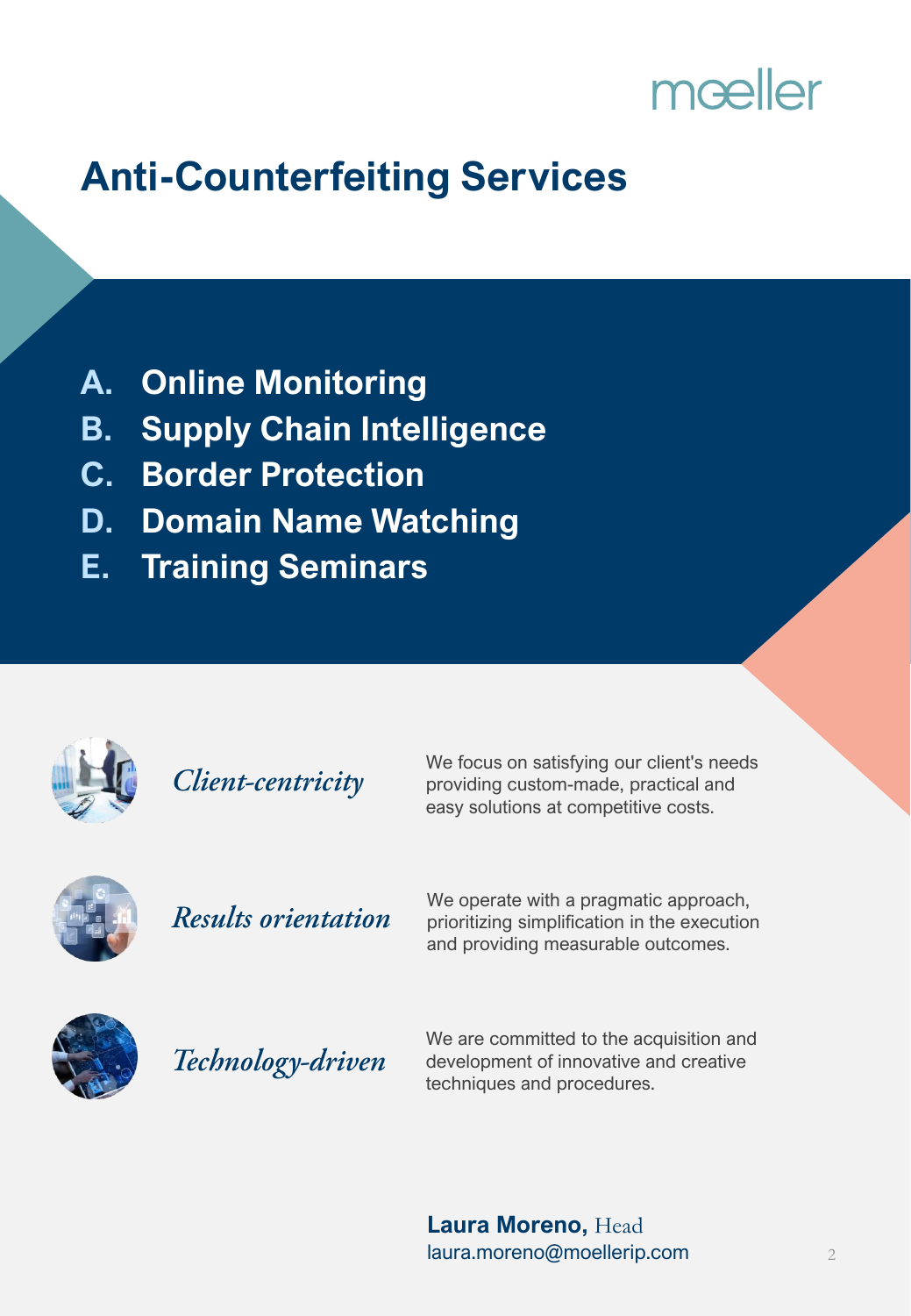moeller

# Anti-Counterfeiting Services

A. **Online Monitoring**
B. **Supply Chain Intelligence**
C. **Border Protection**
D. **Domain Name Watching**
E. **Training Seminars**

*Client-centricity*

We focus on satisfying our client's needs providing custom-made, practical and easy solutions at competitive costs.

*Results orientation*

We operate with a pragmatic approach, prioritizing simplification in the execution and providing measurable outcomes.

*Technology-driven*

We are committed to the acquisition and development of innovative and creative techniques and procedures.

**Laura Moreno,** Head
laura.moreno@moellerip.com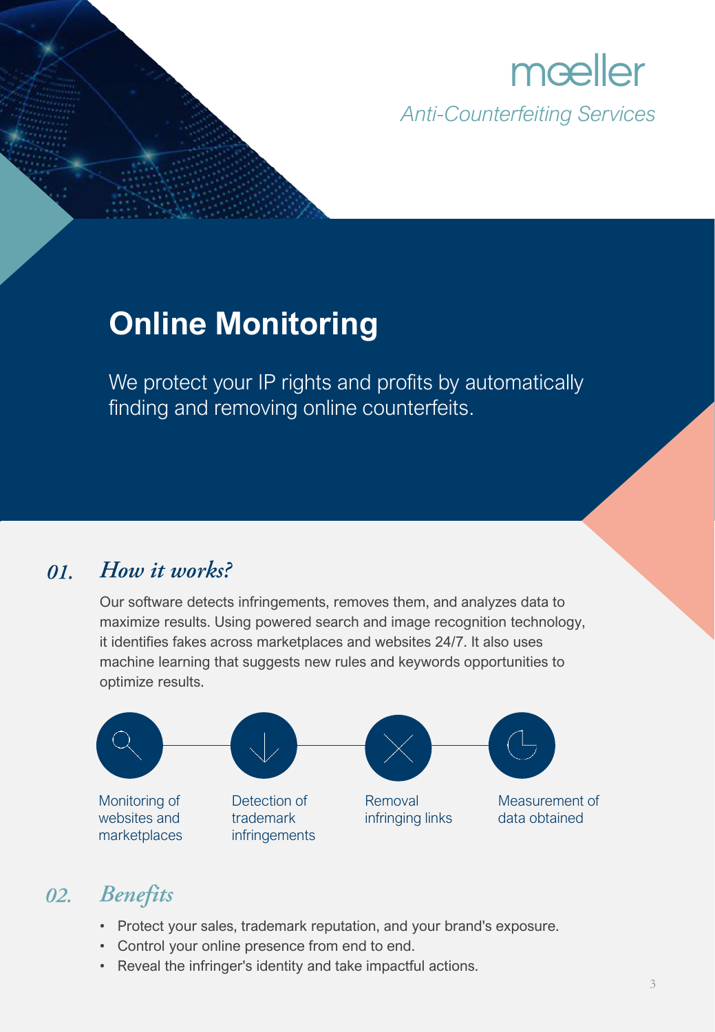mœller

*Anti-Counterfeiting Services*

# Online Monitoring

We protect your IP rights and profits by automatically finding and removing online counterfeits.

## *01. How it works?*

Our software detects infringements, removes them, and analyzes data to maximize results. Using powered search and image recognition technology, it identifies fakes across marketplaces and websites 24/7. It also uses machine learning that suggests new rules and keywords opportunities to optimize results.

- Monitoring of websites and marketplaces
- Detection of trademark infringements
- Removal infringing links
- Measurement of data obtained

## *02. Benefits*

- Protect your sales, trademark reputation, and your brand's exposure.
- Control your online presence from end to end.
- Reveal the infringer's identity and take impactful actions.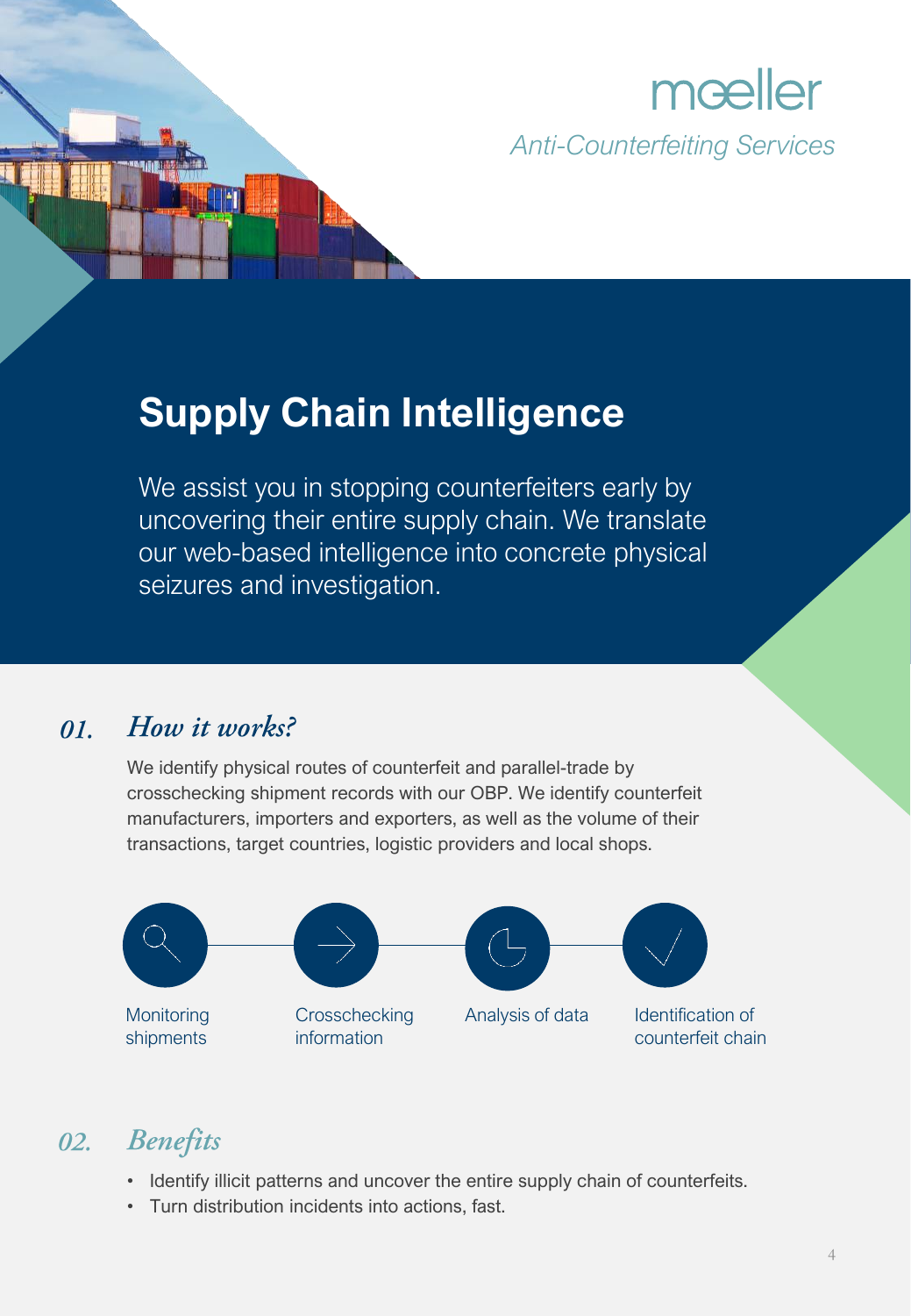moeller

*Anti-Counterfeiting Services*

# Supply Chain Intelligence

We assist you in stopping counterfeiters early by uncovering their entire supply chain. We translate our web-based intelligence into concrete physical seizures and investigation.

## *01. How it works?*

We identify physical routes of counterfeit and parallel-trade by crosschecking shipment records with our OBP. We identify counterfeit manufacturers, importers and exporters, as well as the volume of their transactions, target countries, logistic providers and local shops.

Monitoring shipments → Crosschecking information → Analysis of data → Identification of counterfeit chain

## *02. Benefits*

- Identify illicit patterns and uncover the entire supply chain of counterfeits.
- Turn distribution incidents into actions, fast.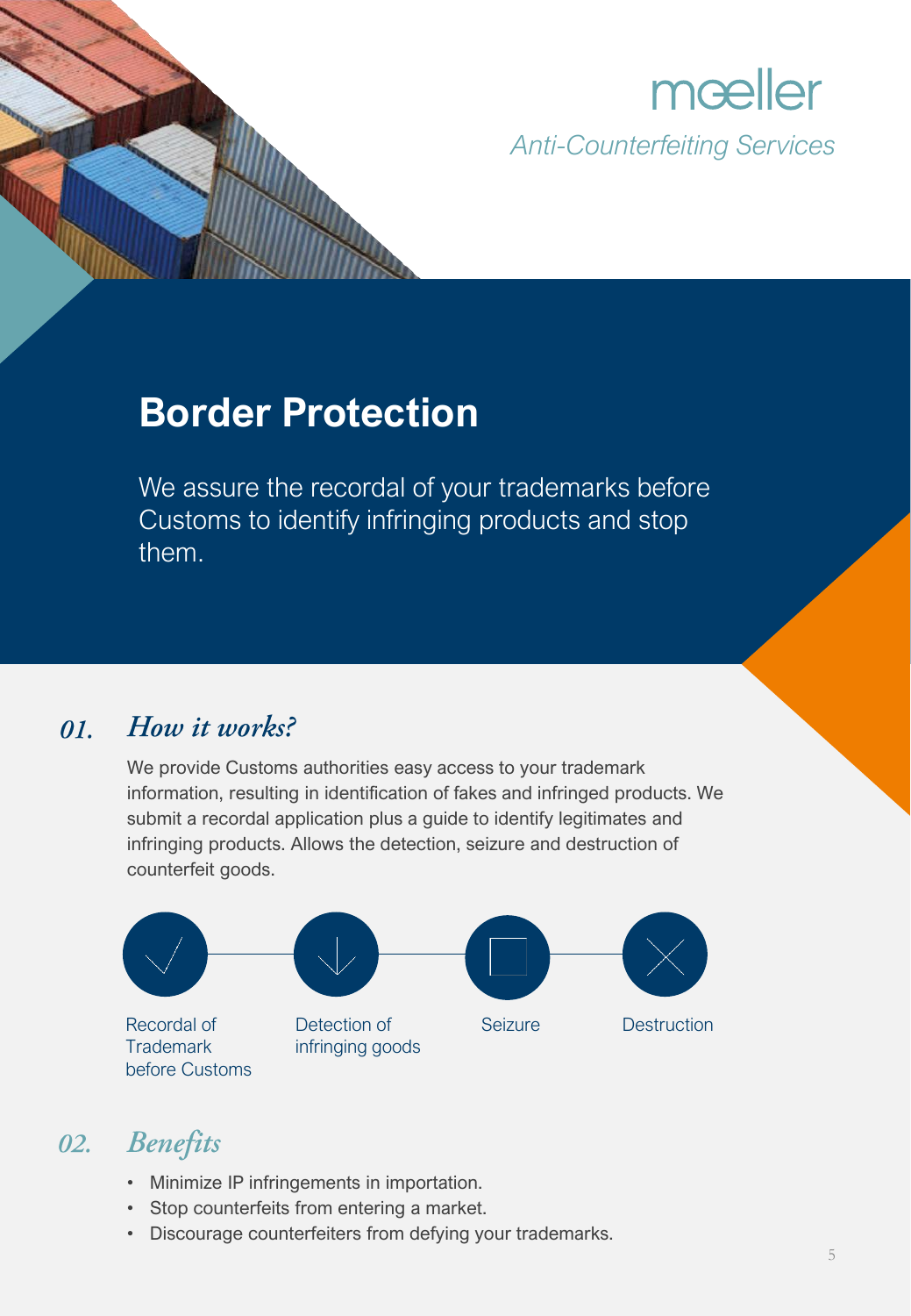moeller

*Anti-Counterfeiting Services*

# Border Protection

We assure the recordal of your trademarks before Customs to identify infringing products and stop them.

## *01. How it works?*

We provide Customs authorities easy access to your trademark information, resulting in identification of fakes and infringed products. We submit a recordal application plus a guide to identify legitimates and infringing products. Allows the detection, seizure and destruction of counterfeit goods.

Recordal of Trademark before Customs → Detection of infringing goods → Seizure → Destruction

## *02. Benefits*

- Minimize IP infringements in importation.
- Stop counterfeits from entering a market.
- Discourage counterfeiters from defying your trademarks.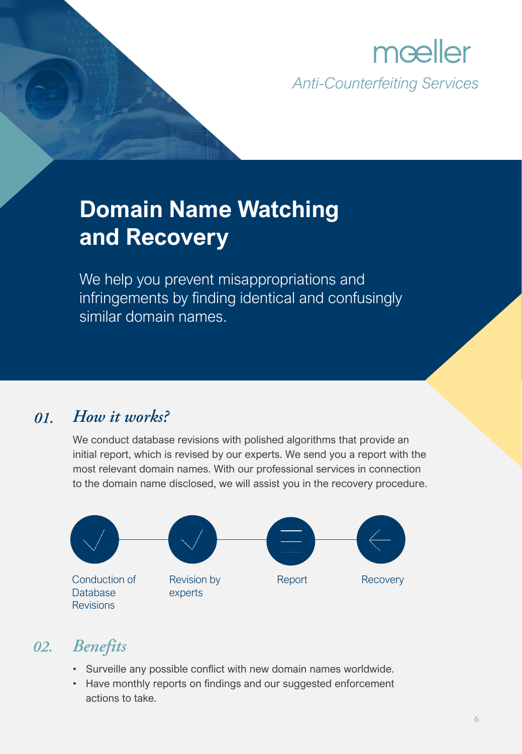moeller

*Anti-Counterfeiting Services*

# Domain Name Watching and Recovery

We help you prevent misappropriations and infringements by finding identical and confusingly similar domain names.

## 01. *How it works?*

We conduct database revisions with polished algorithms that provide an initial report, which is revised by our experts. We send you a report with the most relevant domain names. With our professional services in connection to the domain name disclosed, we will assist you in the recovery procedure.

Conduction of Database Revisions → Revision by experts → Report → Recovery

## 02. *Benefits*

- Surveille any possible conflict with new domain names worldwide.
- Have monthly reports on findings and our suggested enforcement actions to take.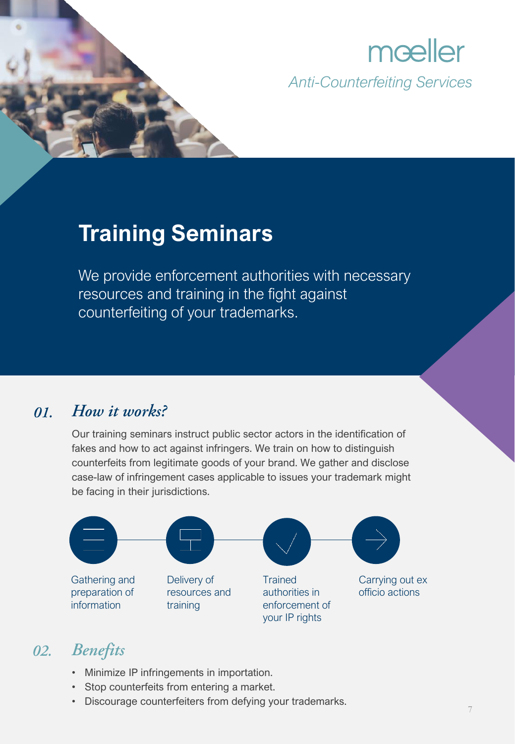moeller

*Anti-Counterfeiting Services*

# Training Seminars

We provide enforcement authorities with necessary resources and training in the fight against counterfeiting of your trademarks.

## 01. *How it works?*

Our training seminars instruct public sector actors in the identification of fakes and how to act against infringers. We train on how to distinguish counterfeits from legitimate goods of your brand. We gather and disclose case-law of infringement cases applicable to issues your trademark might be facing in their jurisdictions.

1. Gathering and preparation of information
2. Delivery of resources and training
3. Trained authorities in enforcement of your IP rights
4. Carrying out ex officio actions

## 02. *Benefits*

- Minimize IP infringements in importation.
- Stop counterfeits from entering a market.
- Discourage counterfeiters from defying your trademarks.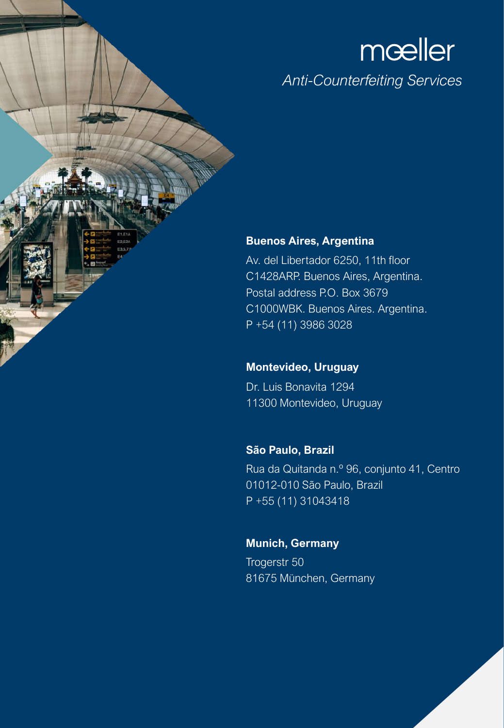# mœller

*Anti-Counterfeiting Services*

**Buenos Aires, Argentina**

Av. del Libertador 6250, 11th floor
C1428ARP. Buenos Aires, Argentina.
Postal address P.O. Box 3679
C1000WBK. Buenos Aires. Argentina.
P +54 (11) 3986 3028

**Montevideo, Uruguay**

Dr. Luis Bonavita 1294
11300 Montevideo, Uruguay

**São Paulo, Brazil**

Rua da Quitanda n.º 96, conjunto 41, Centro
01012-010 São Paulo, Brazil
P +55 (11) 31043418

**Munich, Germany**

Trogerstr 50
81675 München, Germany